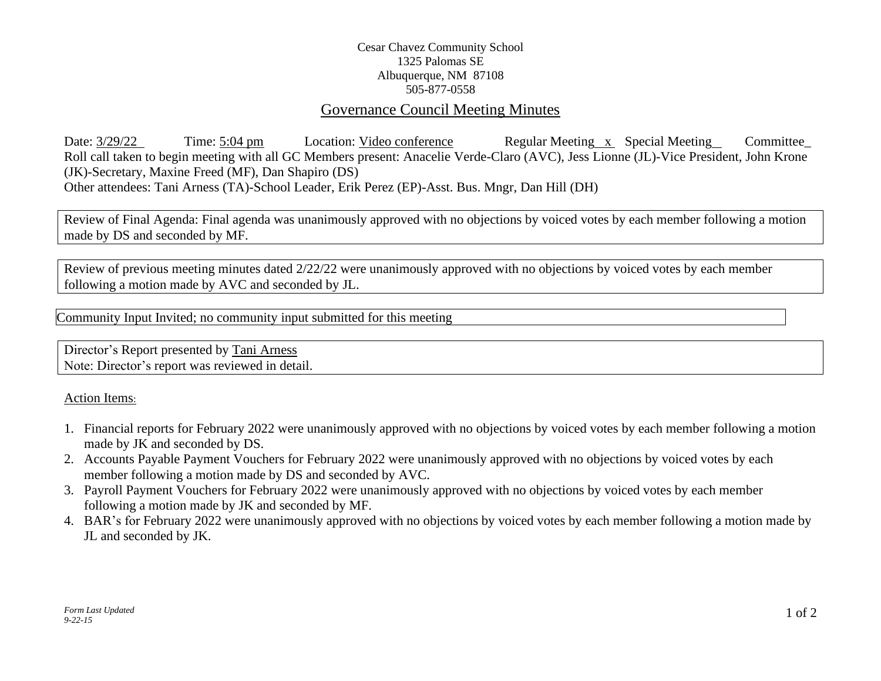Cesar Chavez Community School
1325 Palomas SE
Albuquerque, NM 87108
505-877-0558

## Governance Council Meeting Minutes

Date: 3/29/22 Time: 5:04 pm Location: Video conference Regular Meeting x Special Meeting__ Committee_

Roll call taken to begin meeting with all GC Members present: Anacelie Verde-Claro (AVC), Jess Lionne (JL)-Vice President, John Krone (JK)-Secretary, Maxine Freed (MF), Dan Shapiro (DS)

Other attendees: Tani Arness (TA)-School Leader, Erik Perez (EP)-Asst. Bus. Mngr, Dan Hill (DH)

Review of Final Agenda: Final agenda was unanimously approved with no objections by voiced votes by each member following a motion made by DS and seconded by MF.

Review of previous meeting minutes dated 2/22/22 were unanimously approved with no objections by voiced votes by each member following a motion made by AVC and seconded by JL.

Community Input Invited; no community input submitted for this meeting

Director's Report presented by Tani Arness
Note: Director's report was reviewed in detail.

Action Items:

1. Financial reports for February 2022 were unanimously approved with no objections by voiced votes by each member following a motion made by JK and seconded by DS.
2. Accounts Payable Payment Vouchers for February 2022 were unanimously approved with no objections by voiced votes by each member following a motion made by DS and seconded by AVC.
3. Payroll Payment Vouchers for February 2022 were unanimously approved with no objections by voiced votes by each member following a motion made by JK and seconded by MF.
4. BAR's for February 2022 were unanimously approved with no objections by voiced votes by each member following a motion made by JL and seconded by JK.

*Form Last Updated 9-22-15*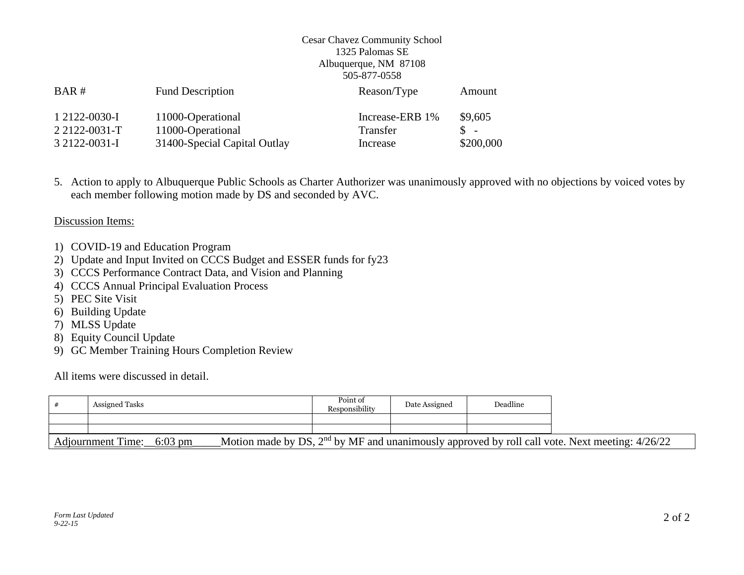Cesar Chavez Community School
1325 Palomas SE
Albuquerque, NM 87108
505-877-0558

| BAR # | Fund Description | Reason/Type | Amount |
|---|---|---|---|
| 1 2122-0030-I | 11000-Operational | Increase-ERB 1% | $9,605 |
| 2 2122-0031-T | 11000-Operational | Transfer | $ - |
| 3 2122-0031-I | 31400-Special Capital Outlay | Increase | $200,000 |

5. Action to apply to Albuquerque Public Schools as Charter Authorizer was unanimously approved with no objections by voiced votes by each member following motion made by DS and seconded by AVC.

Discussion Items:

1) COVID-19 and Education Program
2) Update and Input Invited on CCCS Budget and ESSER funds for fy23
3) CCCS Performance Contract Data, and Vision and Planning
4) CCCS Annual Principal Evaluation Process
5) PEC Site Visit
6) Building Update
7) MLSS Update
8) Equity Council Update
9) GC Member Training Hours Completion Review

All items were discussed in detail.

| # | Assigned Tasks | Point of Responsibility | Date Assigned | Deadline |
|---|---|---|---|---|
| | | | | |
| | | | | |

Adjournment Time: 6:03 pm Motion made by DS, 2nd by MF and unanimously approved by roll call vote. Next meeting: 4/26/22

*Form Last Updated 9-22-15*